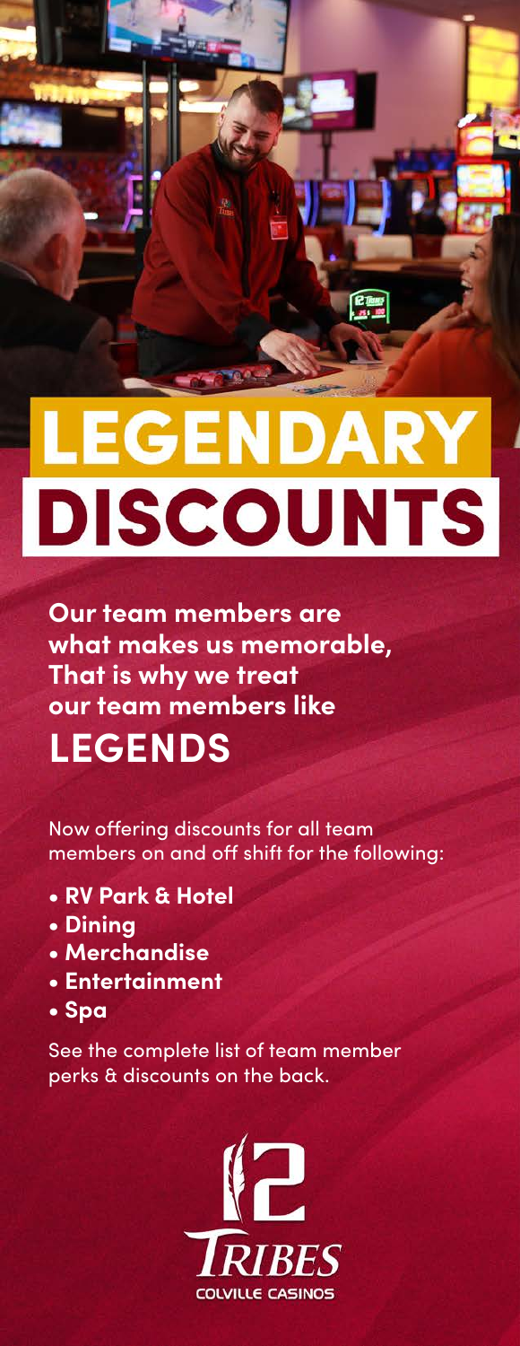# LEGENDARY DISCOUNTS

**Our team members are what makes us memorable, That is why we treat our team members like**

## LEGENDS

Now offering discounts for all team members on and off shift for the following:

- **RV Park & Hotel**
- **Dining**
- **Merchandise**
- **Entertainment**
- **Spa**

See the complete list of team member perks & discounts on the back.

12 TRIBES
COLVILLE CASINOS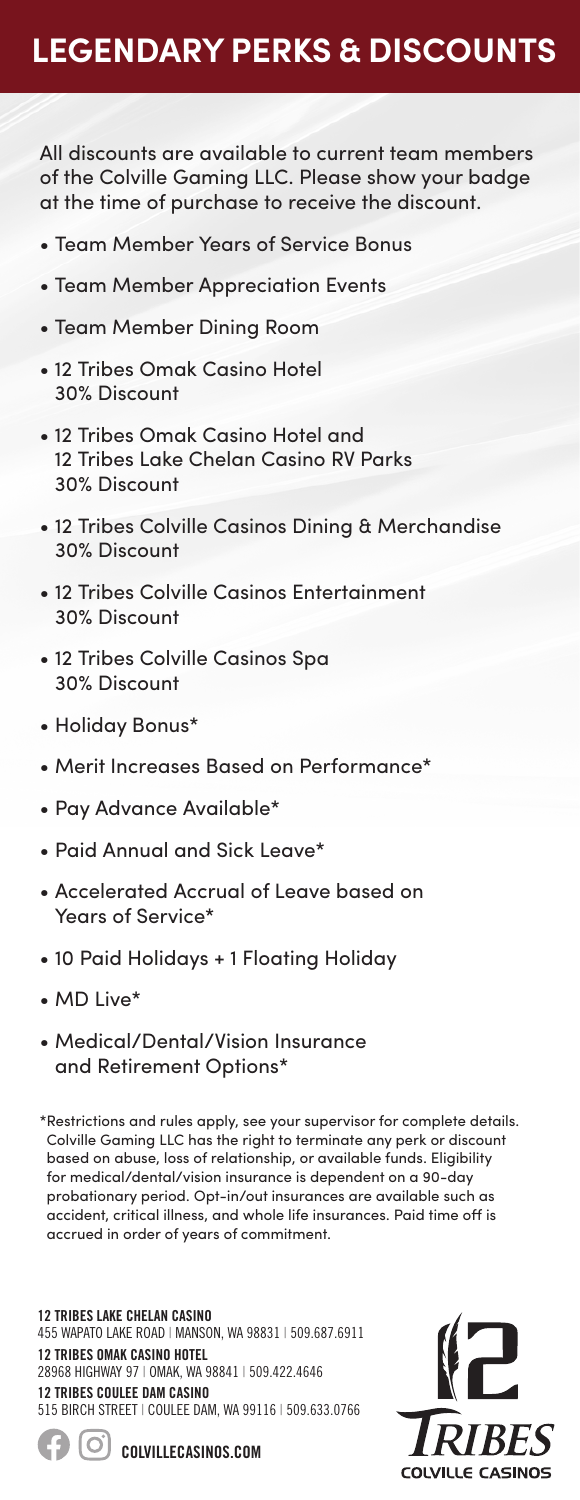# LEGENDARY PERKS & DISCOUNTS

All discounts are available to current team members of the Colville Gaming LLC. Please show your badge at the time of purchase to receive the discount.

- Team Member Years of Service Bonus
- Team Member Appreciation Events
- Team Member Dining Room
- 12 Tribes Omak Casino Hotel 30% Discount
- 12 Tribes Omak Casino Hotel and 12 Tribes Lake Chelan Casino RV Parks 30% Discount
- 12 Tribes Colville Casinos Dining & Merchandise 30% Discount
- 12 Tribes Colville Casinos Entertainment 30% Discount
- 12 Tribes Colville Casinos Spa 30% Discount
- Holiday Bonus*
- Merit Increases Based on Performance*
- Pay Advance Available*
- Paid Annual and Sick Leave*
- Accelerated Accrual of Leave based on Years of Service*
- 10 Paid Holidays + 1 Floating Holiday
- MD Live*
- Medical/Dental/Vision Insurance and Retirement Options*

*Restrictions and rules apply, see your supervisor for complete details. Colville Gaming LLC has the right to terminate any perk or discount based on abuse, loss of relationship, or available funds. Eligibility for medical/dental/vision insurance is dependent on a 90-day probationary period. Opt-in/out insurances are available such as accident, critical illness, and whole life insurances. Paid time off is accrued in order of years of commitment.

**12 TRIBES LAKE CHELAN CASINO**
455 WAPATO LAKE ROAD | MANSON, WA 98831 | 509.687.6911

**12 TRIBES OMAK CASINO HOTEL**
28968 HIGHWAY 97 | OMAK, WA 98841 | 509.422.4646

**12 TRIBES COULEE DAM CASINO**
515 BIRCH STREET | COULEE DAM, WA 99116 | 509.633.0766

COLVILLECASINOS.COM

12 TRIBES COLVILLE CASINOS